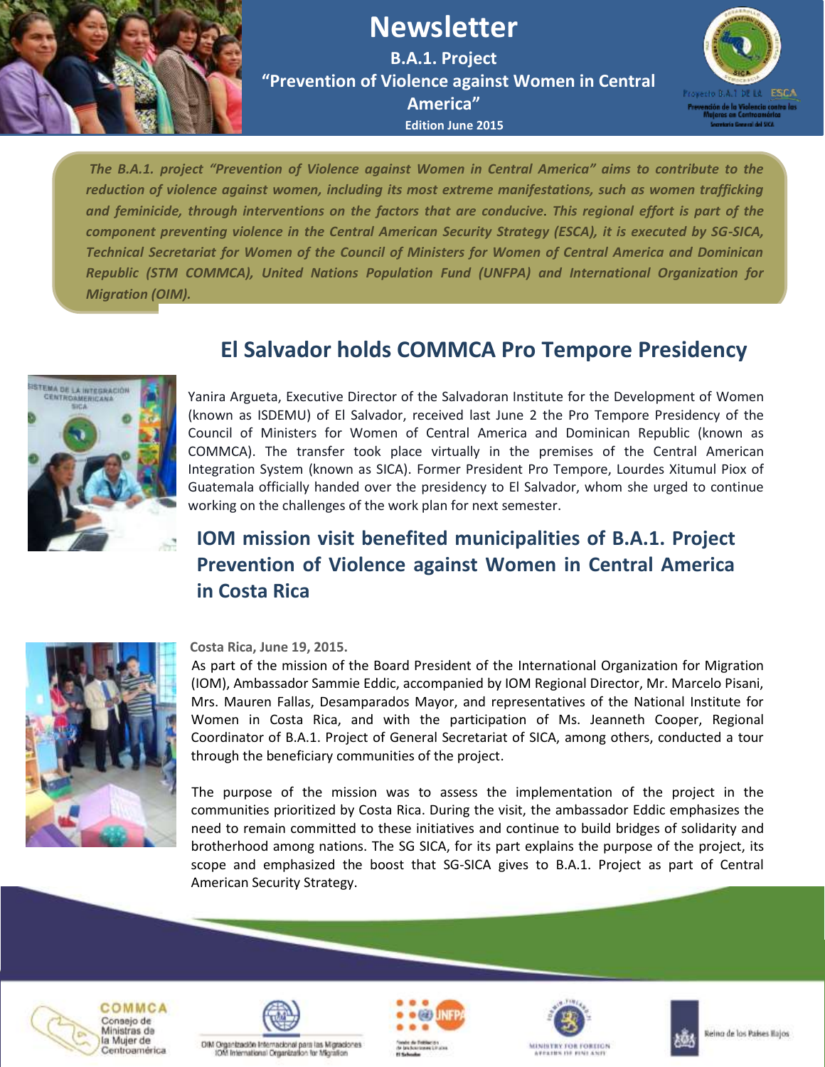# Newsletter

**B.A.1. Project**
**"Prevention of Violence against Women in Central America"**
**Edition June 2015**

*The B.A.1. project "Prevention of Violence against Women in Central America" aims to contribute to the reduction of violence against women, including its most extreme manifestations, such as women trafficking and feminicide, through interventions on the factors that are conducive. This regional effort is part of the component preventing violence in the Central American Security Strategy (ESCA), it is executed by SG-SICA, Technical Secretariat for Women of the Council of Ministers for Women of Central America and Dominican Republic (STM COMMCA), United Nations Population Fund (UNFPA) and International Organization for Migration (OIM).*

## El Salvador holds COMMCA Pro Tempore Presidency

Yanira Argueta, Executive Director of the Salvadoran Institute for the Development of Women (known as ISDEMU) of El Salvador, received last June 2 the Pro Tempore Presidency of the Council of Ministers for Women of Central America and Dominican Republic (known as COMMCA). The transfer took place virtually in the premises of the Central American Integration System (known as SICA). Former President Pro Tempore, Lourdes Xitumul Piox of Guatemala officially handed over the presidency to El Salvador, whom she urged to continue working on the challenges of the work plan for next semester.

## IOM mission visit benefited municipalities of B.A.1. Project Prevention of Violence against Women in Central America in Costa Rica

**Costa Rica, June 19, 2015.**

As part of the mission of the Board President of the International Organization for Migration (IOM), Ambassador Sammie Eddic, accompanied by IOM Regional Director, Mr. Marcelo Pisani, Mrs. Mauren Fallas, Desamparados Mayor, and representatives of the National Institute for Women in Costa Rica, and with the participation of Ms. Jeanneth Cooper, Regional Coordinator of B.A.1. Project of General Secretariat of SICA, among others, conducted a tour through the beneficiary communities of the project.

The purpose of the mission was to assess the implementation of the project in the communities prioritized by Costa Rica. During the visit, the ambassador Eddic emphasizes the need to remain committed to these initiatives and continue to build bridges of solidarity and brotherhood among nations. The SG SICA, for its part explains the purpose of the project, its scope and emphasized the boost that SG-SICA gives to B.A.1. Project as part of Central American Security Strategy.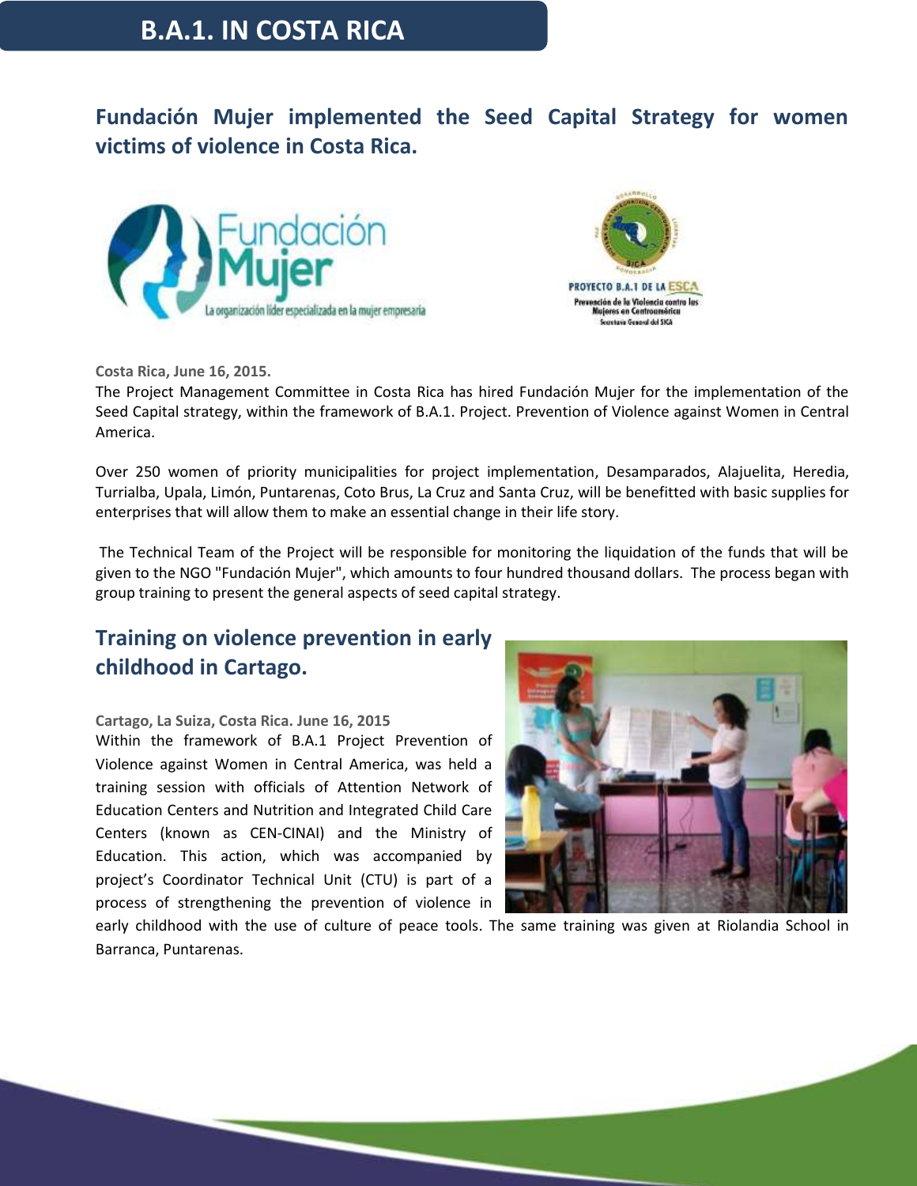# B.A.1. IN COSTA RICA

## Fundación Mujer implemented the Seed Capital Strategy for women victims of violence in Costa Rica.

**Costa Rica, June 16, 2015.**
The Project Management Committee in Costa Rica has hired Fundación Mujer for the implementation of the Seed Capital strategy, within the framework of B.A.1. Project. Prevention of Violence against Women in Central America.

Over 250 women of priority municipalities for project implementation, Desamparados, Alajuelita, Heredia, Turrialba, Upala, Limón, Puntarenas, Coto Brus, La Cruz and Santa Cruz, will be benefitted with basic supplies for enterprises that will allow them to make an essential change in their life story.

The Technical Team of the Project will be responsible for monitoring the liquidation of the funds that will be given to the NGO "Fundación Mujer", which amounts to four hundred thousand dollars. The process began with group training to present the general aspects of seed capital strategy.

## Training on violence prevention in early childhood in Cartago.

**Cartago, La Suiza, Costa Rica. June 16, 2015**
Within the framework of B.A.1 Project Prevention of Violence against Women in Central America, was held a training session with officials of Attention Network of Education Centers and Nutrition and Integrated Child Care Centers (known as CEN-CINAI) and the Ministry of Education. This action, which was accompanied by project's Coordinator Technical Unit (CTU) is part of a process of strengthening the prevention of violence in early childhood with the use of culture of peace tools. The same training was given at Riolandia School in Barranca, Puntarenas.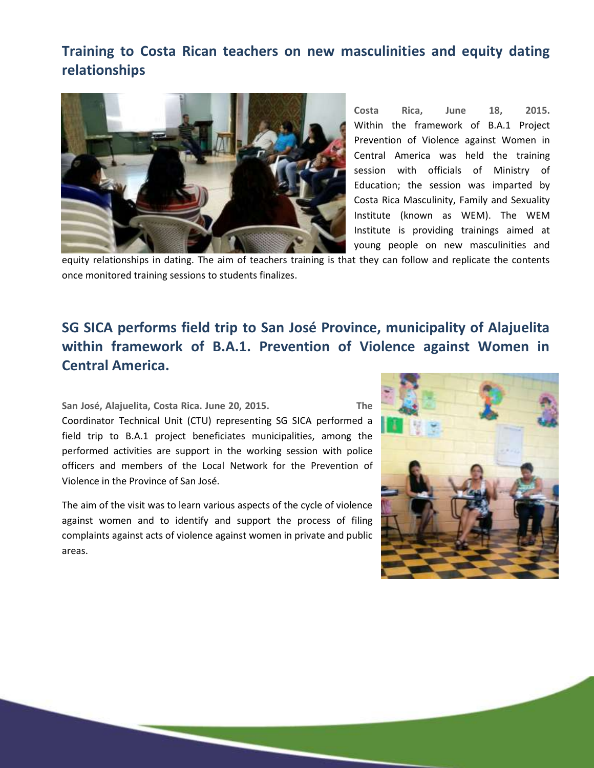## Training to Costa Rican teachers on new masculinities and equity dating relationships

**Costa Rica, June 18, 2015.** Within the framework of B.A.1 Project Prevention of Violence against Women in Central America was held the training session with officials of Ministry of Education; the session was imparted by Costa Rica Masculinity, Family and Sexuality Institute (known as WEM). The WEM Institute is providing trainings aimed at young people on new masculinities and equity relationships in dating. The aim of teachers training is that they can follow and replicate the contents once monitored training sessions to students finalizes.

## SG SICA performs field trip to San José Province, municipality of Alajuelita within framework of B.A.1. Prevention of Violence against Women in Central America.

**San José, Alajuelita, Costa Rica. June 20, 2015.** The Coordinator Technical Unit (CTU) representing SG SICA performed a field trip to B.A.1 project beneficiates municipalities, among the performed activities are support in the working session with police officers and members of the Local Network for the Prevention of Violence in the Province of San José.

The aim of the visit was to learn various aspects of the cycle of violence against women and to identify and support the process of filing complaints against acts of violence against women in private and public areas.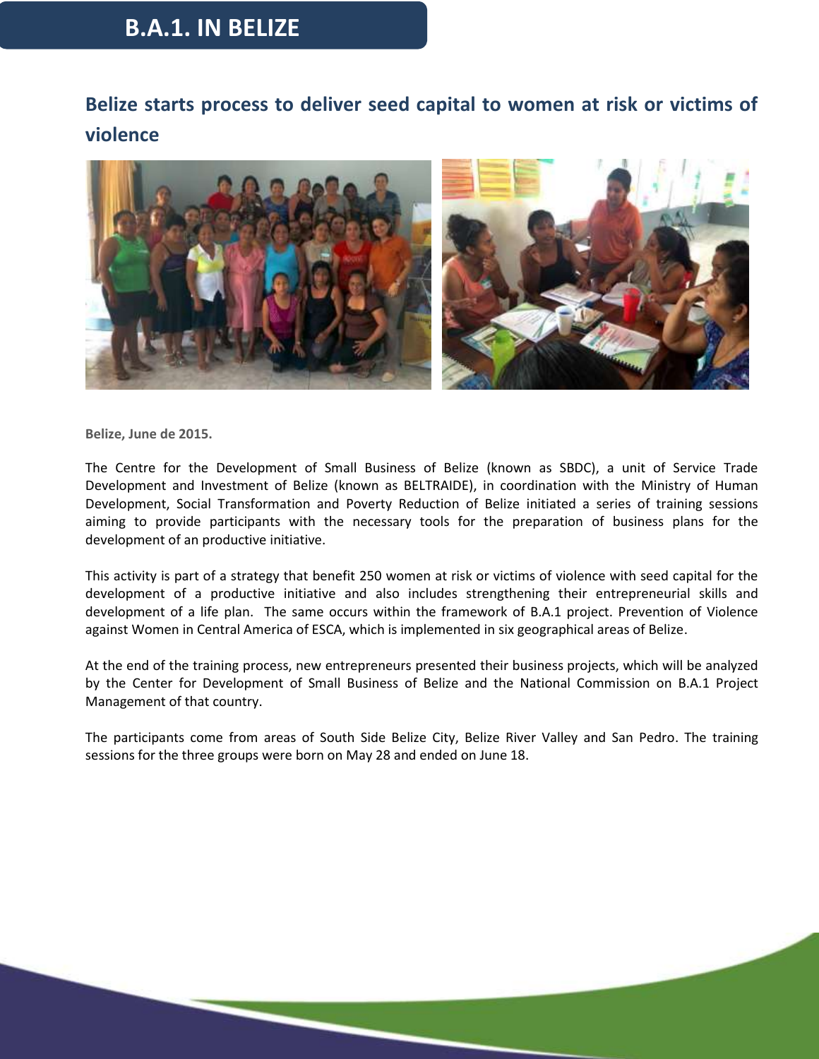# B.A.1. IN BELIZE

## Belize starts process to deliver seed capital to women at risk or victims of violence

**Belize, June de 2015.**

The Centre for the Development of Small Business of Belize (known as SBDC), a unit of Service Trade Development and Investment of Belize (known as BELTRAIDE), in coordination with the Ministry of Human Development, Social Transformation and Poverty Reduction of Belize initiated a series of training sessions aiming to provide participants with the necessary tools for the preparation of business plans for the development of an productive initiative.

This activity is part of a strategy that benefit 250 women at risk or victims of violence with seed capital for the development of a productive initiative and also includes strengthening their entrepreneurial skills and development of a life plan. The same occurs within the framework of B.A.1 project. Prevention of Violence against Women in Central America of ESCA, which is implemented in six geographical areas of Belize.

At the end of the training process, new entrepreneurs presented their business projects, which will be analyzed by the Center for Development of Small Business of Belize and the National Commission on B.A.1 Project Management of that country.

The participants come from areas of South Side Belize City, Belize River Valley and San Pedro. The training sessions for the three groups were born on May 28 and ended on June 18.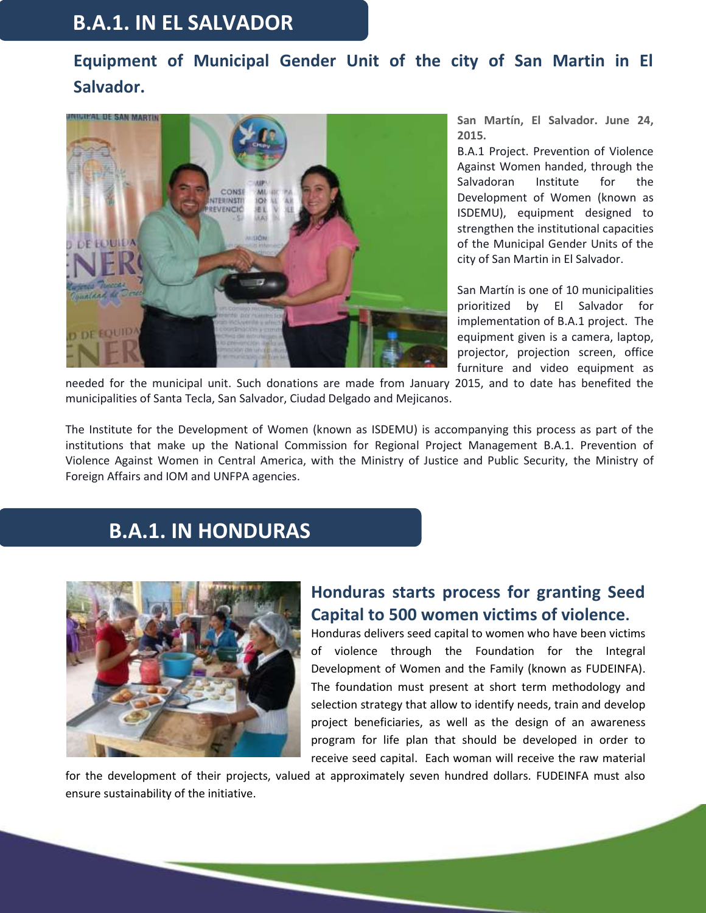## B.A.1. IN EL SALVADOR

### Equipment of Municipal Gender Unit of the city of San Martin in El Salvador.

**San Martín, El Salvador. June 24, 2015.**

B.A.1 Project. Prevention of Violence Against Women handed, through the Salvadoran Institute for the Development of Women (known as ISDEMU), equipment designed to strengthen the institutional capacities of the Municipal Gender Units of the city of San Martin in El Salvador.

San Martín is one of 10 municipalities prioritized by El Salvador for implementation of B.A.1 project. The equipment given is a camera, laptop, projector, projection screen, office furniture and video equipment as needed for the municipal unit. Such donations are made from January 2015, and to date has benefited the municipalities of Santa Tecla, San Salvador, Ciudad Delgado and Mejicanos.

The Institute for the Development of Women (known as ISDEMU) is accompanying this process as part of the institutions that make up the National Commission for Regional Project Management B.A.1. Prevention of Violence Against Women in Central America, with the Ministry of Justice and Public Security, the Ministry of Foreign Affairs and IOM and UNFPA agencies.

## B.A.1. IN HONDURAS

### Honduras starts process for granting Seed Capital to 500 women victims of violence.

Honduras delivers seed capital to women who have been victims of violence through the Foundation for the Integral Development of Women and the Family (known as FUDEINFA). The foundation must present at short term methodology and selection strategy that allow to identify needs, train and develop project beneficiaries, as well as the design of an awareness program for life plan that should be developed in order to receive seed capital. Each woman will receive the raw material for the development of their projects, valued at approximately seven hundred dollars. FUDEINFA must also ensure sustainability of the initiative.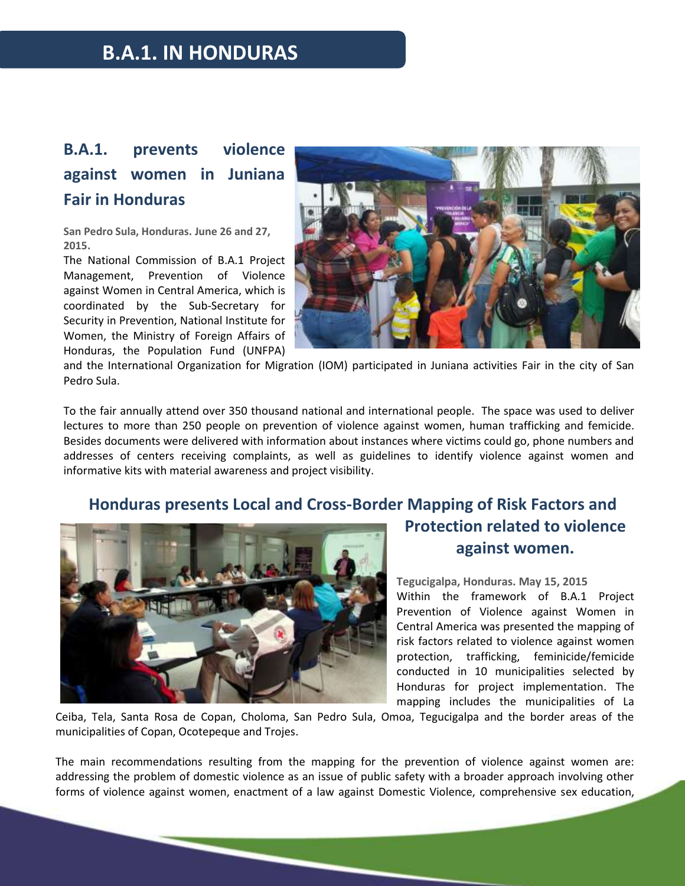# B.A.1. IN HONDURAS

## B.A.1. prevents violence against women in Juniana Fair in Honduras

**San Pedro Sula, Honduras. June 26 and 27, 2015.**

The National Commission of B.A.1 Project Management, Prevention of Violence against Women in Central America, which is coordinated by the Sub-Secretary for Security in Prevention, National Institute for Women, the Ministry of Foreign Affairs of Honduras, the Population Fund (UNFPA) and the International Organization for Migration (IOM) participated in Juniana activities Fair in the city of San Pedro Sula.

To the fair annually attend over 350 thousand national and international people. The space was used to deliver lectures to more than 250 people on prevention of violence against women, human trafficking and femicide. Besides documents were delivered with information about instances where victims could go, phone numbers and addresses of centers receiving complaints, as well as guidelines to identify violence against women and informative kits with material awareness and project visibility.

## Honduras presents Local and Cross-Border Mapping of Risk Factors and Protection related to violence against women.

**Tegucigalpa, Honduras. May 15, 2015**

Within the framework of B.A.1 Project Prevention of Violence against Women in Central America was presented the mapping of risk factors related to violence against women protection, trafficking, feminicide/femicide conducted in 10 municipalities selected by Honduras for project implementation. The mapping includes the municipalities of La Ceiba, Tela, Santa Rosa de Copan, Choloma, San Pedro Sula, Omoa, Tegucigalpa and the border areas of the municipalities of Copan, Ocotepeque and Trojes.

The main recommendations resulting from the mapping for the prevention of violence against women are: addressing the problem of domestic violence as an issue of public safety with a broader approach involving other forms of violence against women, enactment of a law against Domestic Violence, comprehensive sex education,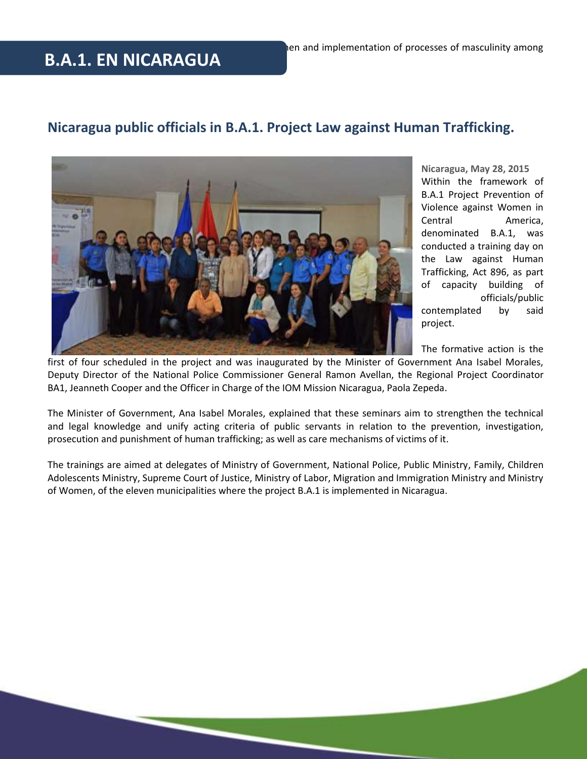# B.A.1. EN NICARAGUA

## Nicaragua public officials in B.A.1. Project Law against Human Trafficking.

**Nicaragua, May 28, 2015**

Within the framework of B.A.1 Project Prevention of Violence against Women in Central America, denominated B.A.1, was conducted a training day on the Law against Human Trafficking, Act 896, as part of capacity building of officials/public contemplated by said project.

The formative action is the first of four scheduled in the project and was inaugurated by the Minister of Government Ana Isabel Morales, Deputy Director of the National Police Commissioner General Ramon Avellan, the Regional Project Coordinator BA1, Jeanneth Cooper and the Officer in Charge of the IOM Mission Nicaragua, Paola Zepeda.

The Minister of Government, Ana Isabel Morales, explained that these seminars aim to strengthen the technical and legal knowledge and unify acting criteria of public servants in relation to the prevention, investigation, prosecution and punishment of human trafficking; as well as care mechanisms of victims of it.

The trainings are aimed at delegates of Ministry of Government, National Police, Public Ministry, Family, Children Adolescents Ministry, Supreme Court of Justice, Ministry of Labor, Migration and Immigration Ministry and Ministry of Women, of the eleven municipalities where the project B.A.1 is implemented in Nicaragua.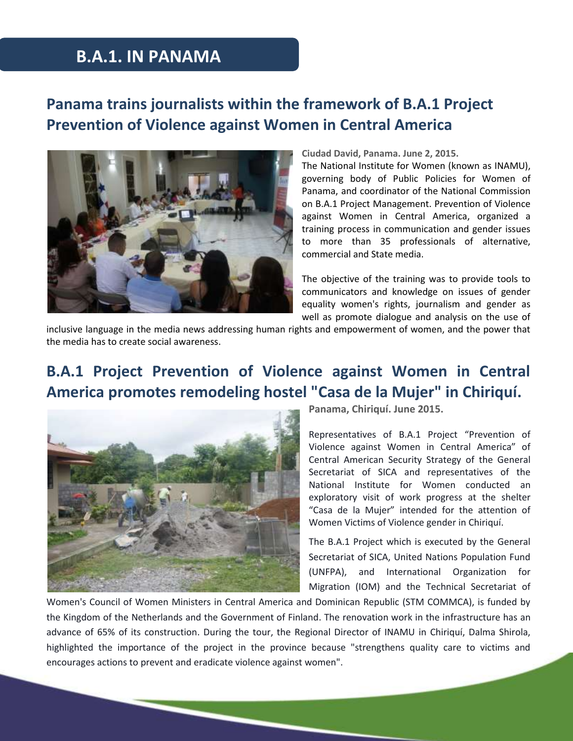# B.A.1. IN PANAMA

## Panama trains journalists within the framework of B.A.1 Project Prevention of Violence against Women in Central America

**Ciudad David, Panama. June 2, 2015.**

The National Institute for Women (known as INAMU), governing body of Public Policies for Women of Panama, and coordinator of the National Commission on B.A.1 Project Management. Prevention of Violence against Women in Central America, organized a training process in communication and gender issues to more than 35 professionals of alternative, commercial and State media.

The objective of the training was to provide tools to communicators and knowledge on issues of gender equality women's rights, journalism and gender as well as promote dialogue and analysis on the use of inclusive language in the media news addressing human rights and empowerment of women, and the power that the media has to create social awareness.

## B.A.1 Project Prevention of Violence against Women in Central America promotes remodeling hostel "Casa de la Mujer" in Chiriquí.

**Panama, Chiriquí. June 2015.**

Representatives of B.A.1 Project "Prevention of Violence against Women in Central America" of Central American Security Strategy of the General Secretariat of SICA and representatives of the National Institute for Women conducted an exploratory visit of work progress at the shelter "Casa de la Mujer" intended for the attention of Women Victims of Violence gender in Chiriquí.

The B.A.1 Project which is executed by the General Secretariat of SICA, United Nations Population Fund (UNFPA), and International Organization for Migration (IOM) and the Technical Secretariat of Women's Council of Women Ministers in Central America and Dominican Republic (STM COMMCA), is funded by the Kingdom of the Netherlands and the Government of Finland. The renovation work in the infrastructure has an advance of 65% of its construction. During the tour, the Regional Director of INAMU in Chiriquí, Dalma Shirola, highlighted the importance of the project in the province because "strengthens quality care to victims and encourages actions to prevent and eradicate violence against women".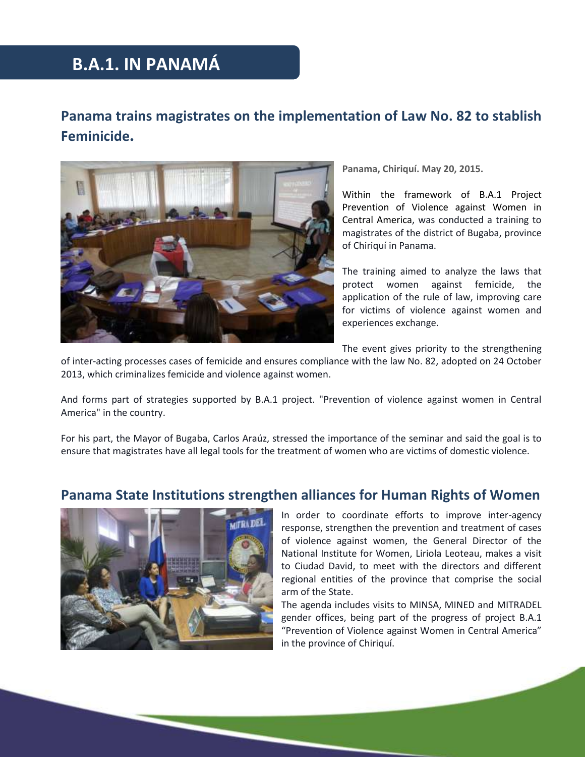# B.A.1. IN PANAMÁ

## Panama trains magistrates on the implementation of Law No. 82 to stablish Feminicide.

**Panama, Chiriquí. May 20, 2015.**

Within the framework of B.A.1 Project Prevention of Violence against Women in Central America, was conducted a training to magistrates of the district of Bugaba, province of Chiriquí in Panama.

The training aimed to analyze the laws that protect women against femicide, the application of the rule of law, improving care for victims of violence against women and experiences exchange.

The event gives priority to the strengthening of inter-acting processes cases of femicide and ensures compliance with the law No. 82, adopted on 24 October 2013, which criminalizes femicide and violence against women.

And forms part of strategies supported by B.A.1 project. "Prevention of violence against women in Central America" in the country.

For his part, the Mayor of Bugaba, Carlos Araúz, stressed the importance of the seminar and said the goal is to ensure that magistrates have all legal tools for the treatment of women who are victims of domestic violence.

## Panama State Institutions strengthen alliances for Human Rights of Women

In order to coordinate efforts to improve inter-agency response, strengthen the prevention and treatment of cases of violence against women, the General Director of the National Institute for Women, Liriola Leoteau, makes a visit to Ciudad David, to meet with the directors and different regional entities of the province that comprise the social arm of the State.

The agenda includes visits to MINSA, MINED and MITRADEL gender offices, being part of the progress of project B.A.1 "Prevention of Violence against Women in Central America" in the province of Chiriquí.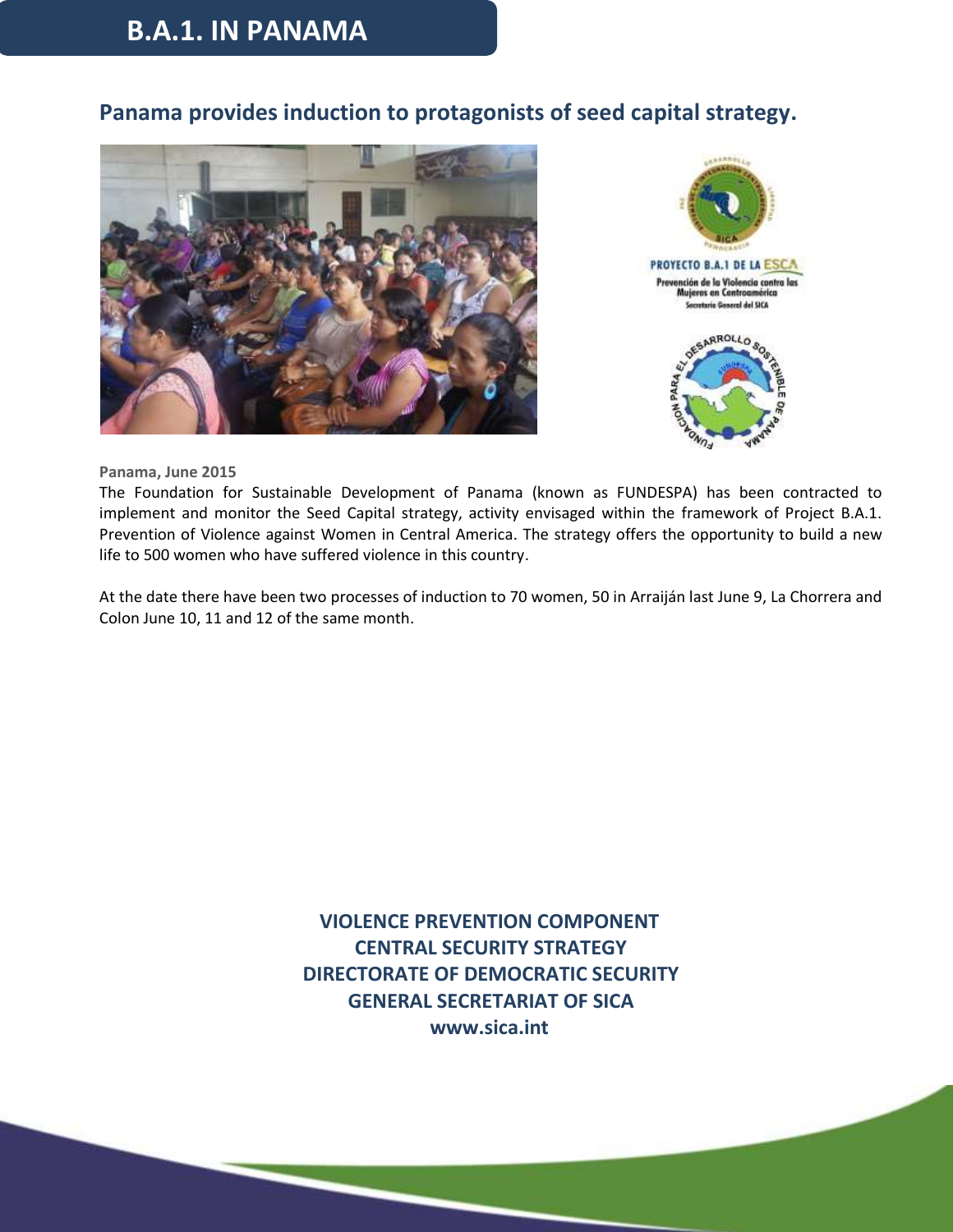# B.A.1. IN PANAMA

## Panama provides induction to protagonists of seed capital strategy.

**Panama, June 2015**

The Foundation for Sustainable Development of Panama (known as FUNDESPA) has been contracted to implement and monitor the Seed Capital strategy, activity envisaged within the framework of Project B.A.1. Prevention of Violence against Women in Central America. The strategy offers the opportunity to build a new life to 500 women who have suffered violence in this country.

At the date there have been two processes of induction to 70 women, 50 in Arraiján last June 9, La Chorrera and Colon June 10, 11 and 12 of the same month.

**VIOLENCE PREVENTION COMPONENT**
**CENTRAL SECURITY STRATEGY**
**DIRECTORATE OF DEMOCRATIC SECURITY**
**GENERAL SECRETARIAT OF SICA**
**www.sica.int**